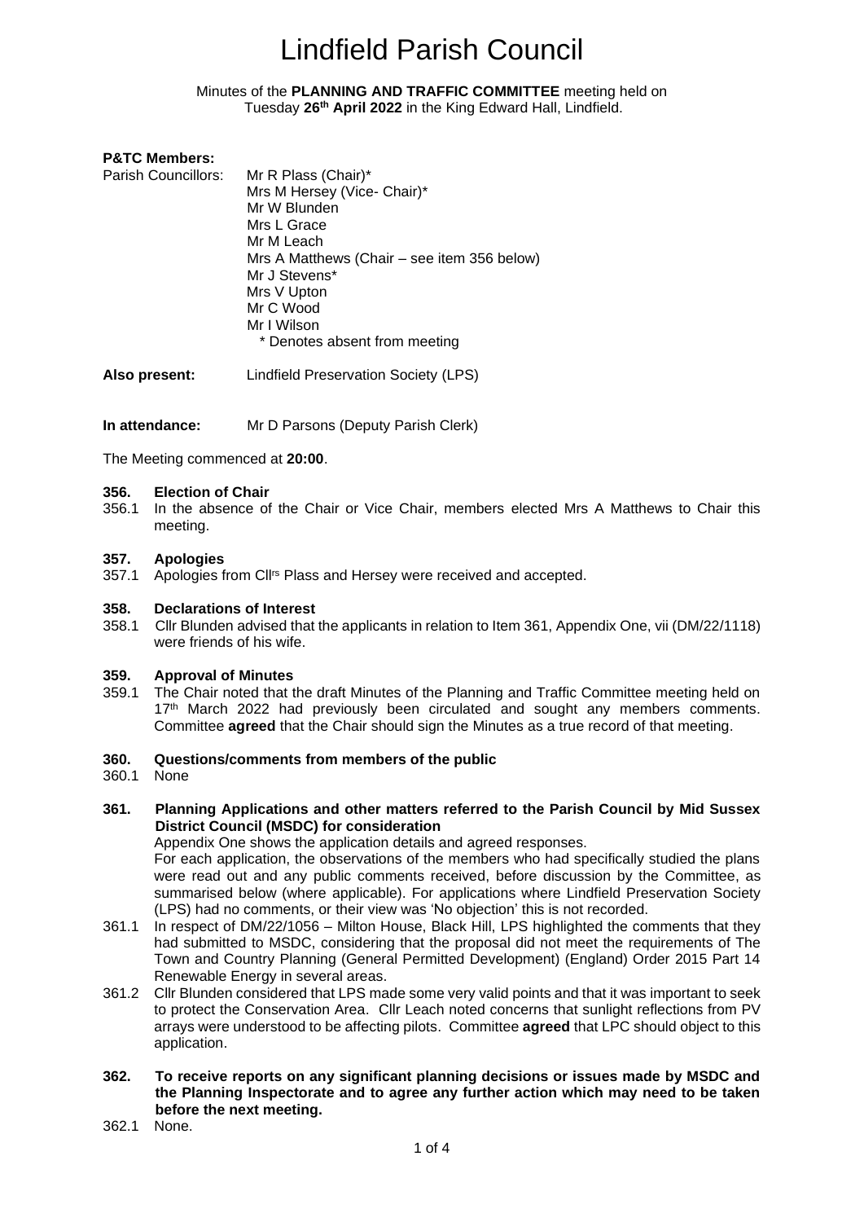# Lindfield Parish Council

Minutes of the **PLANNING AND TRAFFIC COMMITTEE** meeting held on Tuesday **26th April 2022** in the King Edward Hall, Lindfield.

**P&TC Members:**

Parish Councillors:
- Mr R Plass (Chair)*
- Mrs M Hersey (Vice- Chair)*
- Mr W Blunden
- Mrs L Grace
- Mr M Leach
- Mrs A Matthews (Chair – see item 356 below)
- Mr J Stevens*
- Mrs V Upton
- Mr C Wood
- Mr I Wilson

\* Denotes absent from meeting

**Also present:** Lindfield Preservation Society (LPS)

**In attendance:** Mr D Parsons (Deputy Parish Clerk)

The Meeting commenced at **20:00**.

**356. Election of Chair**

356.1 In the absence of the Chair or Vice Chair, members elected Mrs A Matthews to Chair this meeting.

**357. Apologies**

357.1 Apologies from Cllrs Plass and Hersey were received and accepted.

**358. Declarations of Interest**

358.1 Cllr Blunden advised that the applicants in relation to Item 361, Appendix One, vii (DM/22/1118) were friends of his wife.

**359. Approval of Minutes**

359.1 The Chair noted that the draft Minutes of the Planning and Traffic Committee meeting held on 17th March 2022 had previously been circulated and sought any members comments. Committee **agreed** that the Chair should sign the Minutes as a true record of that meeting.

**360. Questions/comments from members of the public**

360.1 None

**361. Planning Applications and other matters referred to the Parish Council by Mid Sussex District Council (MSDC) for consideration**

Appendix One shows the application details and agreed responses.

For each application, the observations of the members who had specifically studied the plans were read out and any public comments received, before discussion by the Committee, as summarised below (where applicable). For applications where Lindfield Preservation Society (LPS) had no comments, or their view was 'No objection' this is not recorded.

361.1 In respect of DM/22/1056 – Milton House, Black Hill, LPS highlighted the comments that they had submitted to MSDC, considering that the proposal did not meet the requirements of The Town and Country Planning (General Permitted Development) (England) Order 2015 Part 14 Renewable Energy in several areas.

361.2 Cllr Blunden considered that LPS made some very valid points and that it was important to seek to protect the Conservation Area. Cllr Leach noted concerns that sunlight reflections from PV arrays were understood to be affecting pilots. Committee **agreed** that LPC should object to this application.

**362. To receive reports on any significant planning decisions or issues made by MSDC and the Planning Inspectorate and to agree any further action which may need to be taken before the next meeting.**

362.1 None.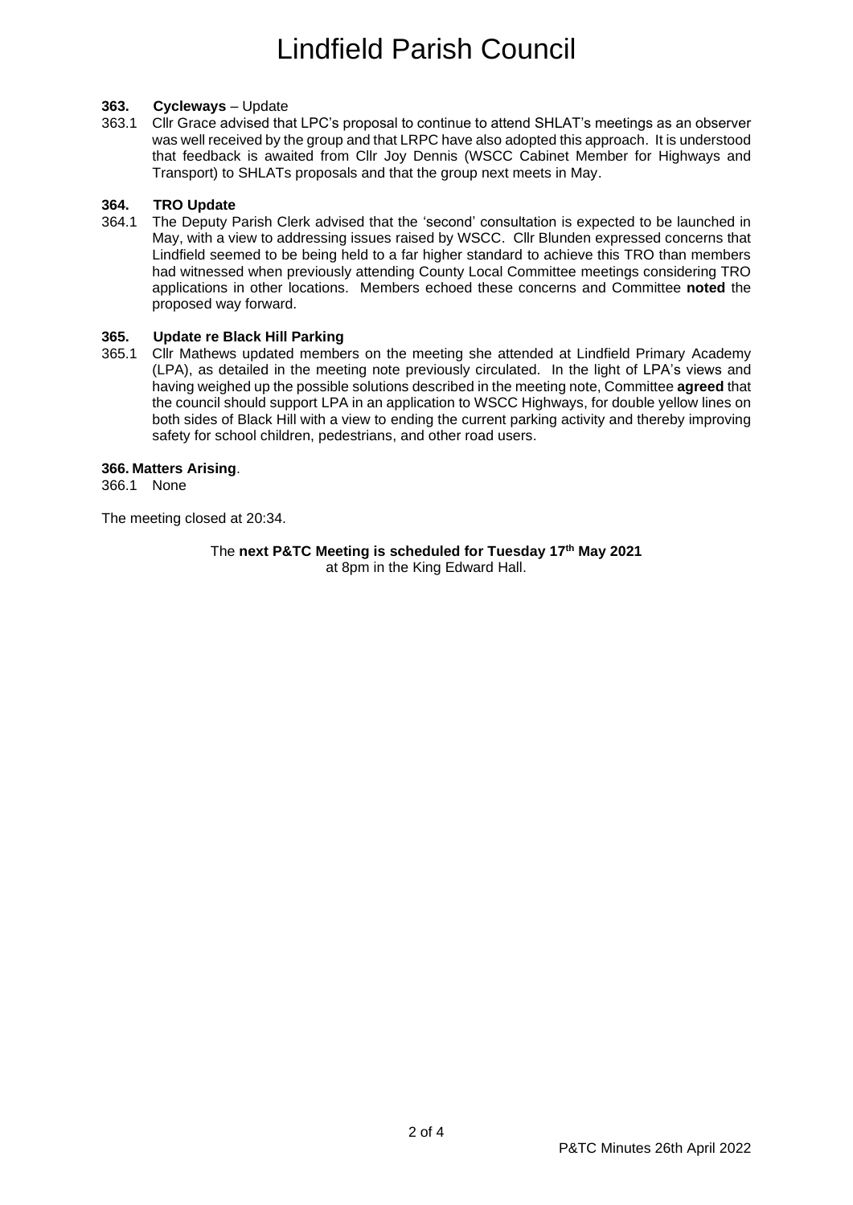### 363. Cycleways – Update

363.1 Cllr Grace advised that LPC's proposal to continue to attend SHLAT's meetings as an observer was well received by the group and that LRPC have also adopted this approach. It is understood that feedback is awaited from Cllr Joy Dennis (WSCC Cabinet Member for Highways and Transport) to SHLATs proposals and that the group next meets in May.

### 364. TRO Update

364.1 The Deputy Parish Clerk advised that the 'second' consultation is expected to be launched in May, with a view to addressing issues raised by WSCC. Cllr Blunden expressed concerns that Lindfield seemed to be being held to a far higher standard to achieve this TRO than members had witnessed when previously attending County Local Committee meetings considering TRO applications in other locations. Members echoed these concerns and Committee **noted** the proposed way forward.

### 365. Update re Black Hill Parking

365.1 Cllr Mathews updated members on the meeting she attended at Lindfield Primary Academy (LPA), as detailed in the meeting note previously circulated. In the light of LPA's views and having weighed up the possible solutions described in the meeting note, Committee **agreed** that the council should support LPA in an application to WSCC Highways, for double yellow lines on both sides of Black Hill with a view to ending the current parking activity and thereby improving safety for school children, pedestrians, and other road users.

### 366. Matters Arising.

366.1 None

The meeting closed at 20:34.

The **next P&TC Meeting is scheduled for Tuesday 17th May 2021** at 8pm in the King Edward Hall.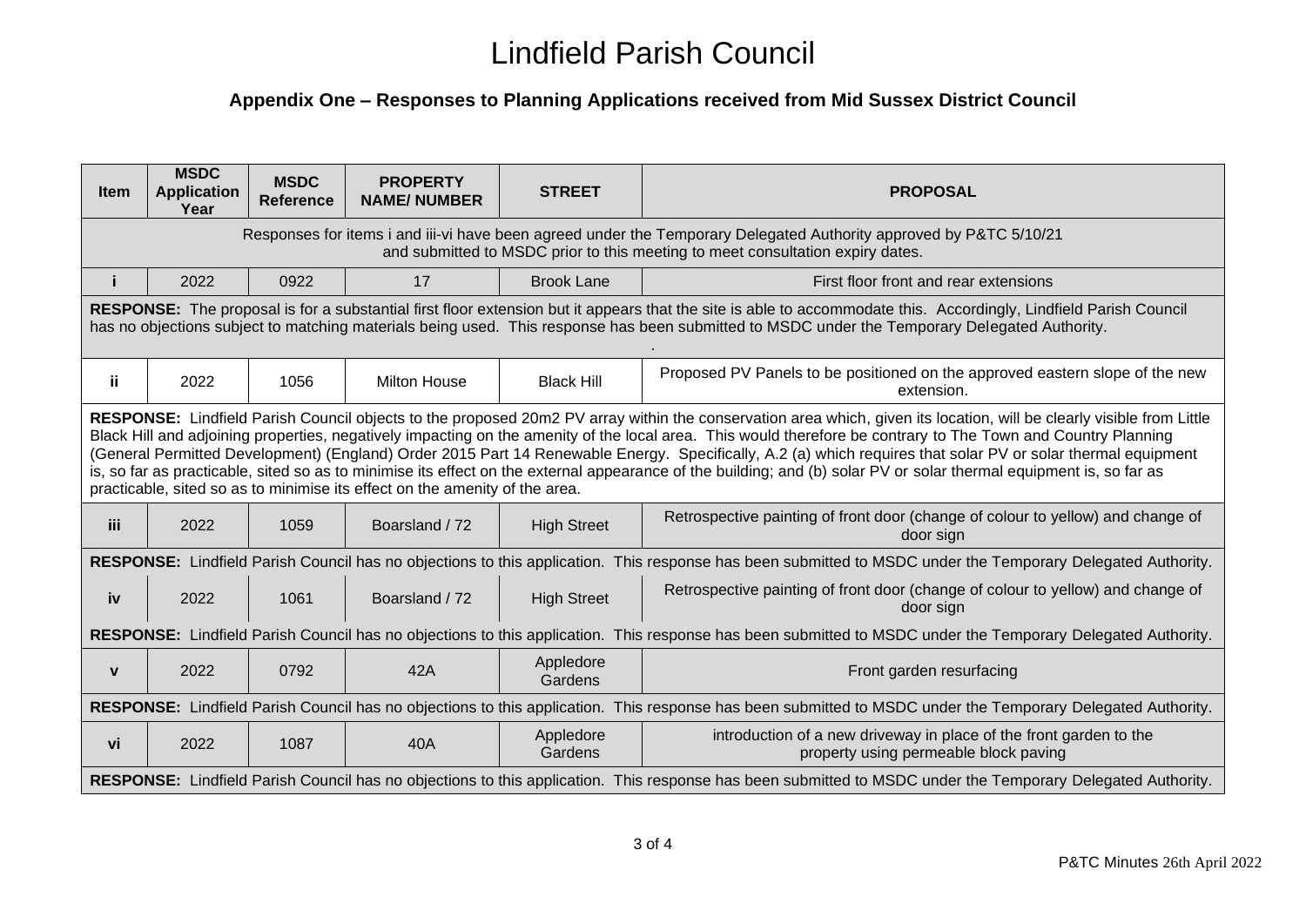# Lindfield Parish Council

## Appendix One – Responses to Planning Applications received from Mid Sussex District Council

| Item | MSDC Application Year | MSDC Reference | PROPERTY NAME/ NUMBER | STREET | PROPOSAL |
|---|---|---|---|---|---|
| Responses for items i and iii-vi have been agreed under the Temporary Delegated Authority approved by P&TC 5/10/21 and submitted to MSDC prior to this meeting to meet consultation expiry dates. | | | | | |
| i | 2022 | 0922 | 17 | Brook Lane | First floor front and rear extensions |
| **RESPONSE:** The proposal is for a substantial first floor extension but it appears that the site is able to accommodate this. Accordingly, Lindfield Parish Council has no objections subject to matching materials being used. This response has been submitted to MSDC under the Temporary Delegated Authority. . | | | | | |
| ii | 2022 | 1056 | Milton House | Black Hill | Proposed PV Panels to be positioned on the approved eastern slope of the new extension. |
| **RESPONSE:** Lindfield Parish Council objects to the proposed 20m2 PV array within the conservation area which, given its location, will be clearly visible from Little Black Hill and adjoining properties, negatively impacting on the amenity of the local area. This would therefore be contrary to The Town and Country Planning (General Permitted Development) (England) Order 2015 Part 14 Renewable Energy. Specifically, A.2 (a) which requires that solar PV or solar thermal equipment is, so far as practicable, sited so as to minimise its effect on the external appearance of the building; and (b) solar PV or solar thermal equipment is, so far as practicable, sited so as to minimise its effect on the amenity of the area. | | | | | |
| iii | 2022 | 1059 | Boarsland / 72 | High Street | Retrospective painting of front door (change of colour to yellow) and change of door sign |
| **RESPONSE:** Lindfield Parish Council has no objections to this application. This response has been submitted to MSDC under the Temporary Delegated Authority. | | | | | |
| iv | 2022 | 1061 | Boarsland / 72 | High Street | Retrospective painting of front door (change of colour to yellow) and change of door sign |
| **RESPONSE:** Lindfield Parish Council has no objections to this application. This response has been submitted to MSDC under the Temporary Delegated Authority. | | | | | |
| v | 2022 | 0792 | 42A | Appledore Gardens | Front garden resurfacing |
| **RESPONSE:** Lindfield Parish Council has no objections to this application. This response has been submitted to MSDC under the Temporary Delegated Authority. | | | | | |
| vi | 2022 | 1087 | 40A | Appledore Gardens | introduction of a new driveway in place of the front garden to the property using permeable block paving |
| **RESPONSE:** Lindfield Parish Council has no objections to this application. This response has been submitted to MSDC under the Temporary Delegated Authority. | | | | | |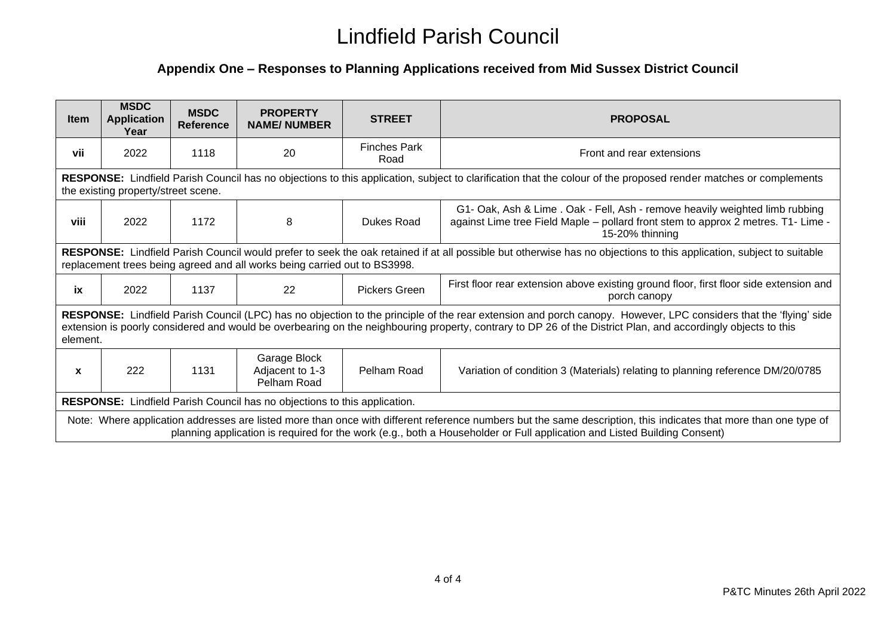# Lindfield Parish Council

## Appendix One – Responses to Planning Applications received from Mid Sussex District Council

| Item | MSDC Application Year | MSDC Reference | PROPERTY NAME/ NUMBER | STREET | PROPOSAL |
|---|---|---|---|---|---|
| vii | 2022 | 1118 | 20 | Finches Park Road | Front and rear extensions |
| **RESPONSE:** Lindfield Parish Council has no objections to this application, subject to clarification that the colour of the proposed render matches or complements the existing property/street scene. | | | | | |
| viii | 2022 | 1172 | 8 | Dukes Road | G1- Oak, Ash & Lime . Oak - Fell, Ash - remove heavily weighted limb rubbing against Lime tree Field Maple – pollard front stem to approx 2 metres. T1- Lime - 15-20% thinning |
| **RESPONSE:** Lindfield Parish Council would prefer to seek the oak retained if at all possible but otherwise has no objections to this application, subject to suitable replacement trees being agreed and all works being carried out to BS3998. | | | | | |
| ix | 2022 | 1137 | 22 | Pickers Green | First floor rear extension above existing ground floor, first floor side extension and porch canopy |
| **RESPONSE:** Lindfield Parish Council (LPC) has no objection to the principle of the rear extension and porch canopy. However, LPC considers that the 'flying' side extension is poorly considered and would be overbearing on the neighbouring property, contrary to DP 26 of the District Plan, and accordingly objects to this element. | | | | | |
| x | 222 | 1131 | Garage Block Adjacent to 1-3 Pelham Road | Pelham Road | Variation of condition 3 (Materials) relating to planning reference DM/20/0785 |
| **RESPONSE:** Lindfield Parish Council has no objections to this application. | | | | | |
| Note: Where application addresses are listed more than once with different reference numbers but the same description, this indicates that more than one type of planning application is required for the work (e.g., both a Householder or Full application and Listed Building Consent) | | | | | |

P&TC Minutes 26th April 2022